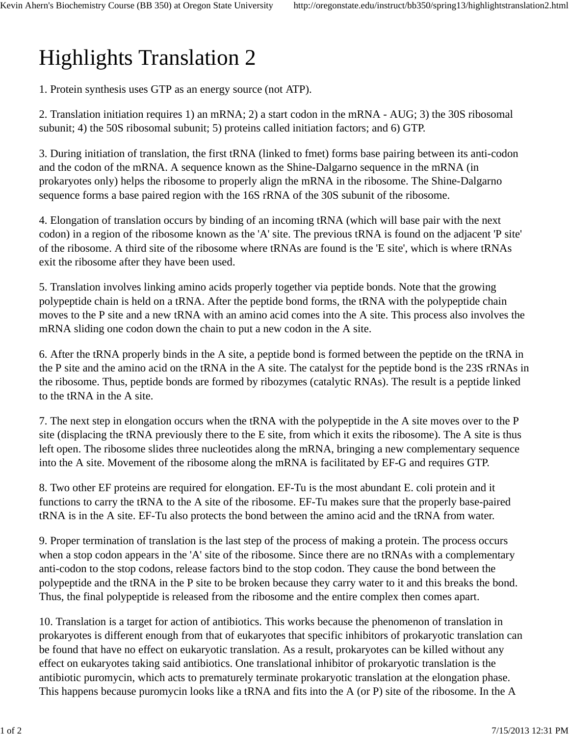# Highlights Translation 2

1. Protein synthesis uses GTP as an energy source (not ATP).

2. Translation initiation requires 1) an mRNA; 2) a start codon in the mRNA - AUG; 3) the 30S ribosomal subunit; 4) the 50S ribosomal subunit; 5) proteins called initiation factors; and 6) GTP.

3. During initiation of translation, the first tRNA (linked to fmet) forms base pairing between its anti-codon and the codon of the mRNA. A sequence known as the Shine-Dalgarno sequence in the mRNA (in prokaryotes only) helps the ribosome to properly align the mRNA in the ribosome. The Shine-Dalgarno sequence forms a base paired region with the 16S rRNA of the 30S subunit of the ribosome.

4. Elongation of translation occurs by binding of an incoming tRNA (which will base pair with the next codon) in a region of the ribosome known as the 'A' site. The previous tRNA is found on the adjacent 'P site' of the ribosome. A third site of the ribosome where tRNAs are found is the 'E site', which is where tRNAs exit the ribosome after they have been used.

5. Translation involves linking amino acids properly together via peptide bonds. Note that the growing polypeptide chain is held on a tRNA. After the peptide bond forms, the tRNA with the polypeptide chain moves to the P site and a new tRNA with an amino acid comes into the A site. This process also involves the mRNA sliding one codon down the chain to put a new codon in the A site.

6. After the tRNA properly binds in the A site, a peptide bond is formed between the peptide on the tRNA in the P site and the amino acid on the tRNA in the A site. The catalyst for the peptide bond is the 23S rRNAs in the ribosome. Thus, peptide bonds are formed by ribozymes (catalytic RNAs). The result is a peptide linked to the tRNA in the A site.

7. The next step in elongation occurs when the tRNA with the polypeptide in the A site moves over to the P site (displacing the tRNA previously there to the E site, from which it exits the ribosome). The A site is thus left open. The ribosome slides three nucleotides along the mRNA, bringing a new complementary sequence into the A site. Movement of the ribosome along the mRNA is facilitated by EF-G and requires GTP.

8. Two other EF proteins are required for elongation. EF-Tu is the most abundant E. coli protein and it functions to carry the tRNA to the A site of the ribosome. EF-Tu makes sure that the properly base-paired tRNA is in the A site. EF-Tu also protects the bond between the amino acid and the tRNA from water.

9. Proper termination of translation is the last step of the process of making a protein. The process occurs when a stop codon appears in the 'A' site of the ribosome. Since there are no tRNAs with a complementary anti-codon to the stop codons, release factors bind to the stop codon. They cause the bond between the polypeptide and the tRNA in the P site to be broken because they carry water to it and this breaks the bond. Thus, the final polypeptide is released from the ribosome and the entire complex then comes apart.

10. Translation is a target for action of antibiotics. This works because the phenomenon of translation in prokaryotes is different enough from that of eukaryotes that specific inhibitors of prokaryotic translation can be found that have no effect on eukaryotic translation. As a result, prokaryotes can be killed without any effect on eukaryotes taking said antibiotics. One translational inhibitor of prokaryotic translation is the antibiotic puromycin, which acts to prematurely terminate prokaryotic translation at the elongation phase. This happens because puromycin looks like a tRNA and fits into the A (or P) site of the ribosome. In the A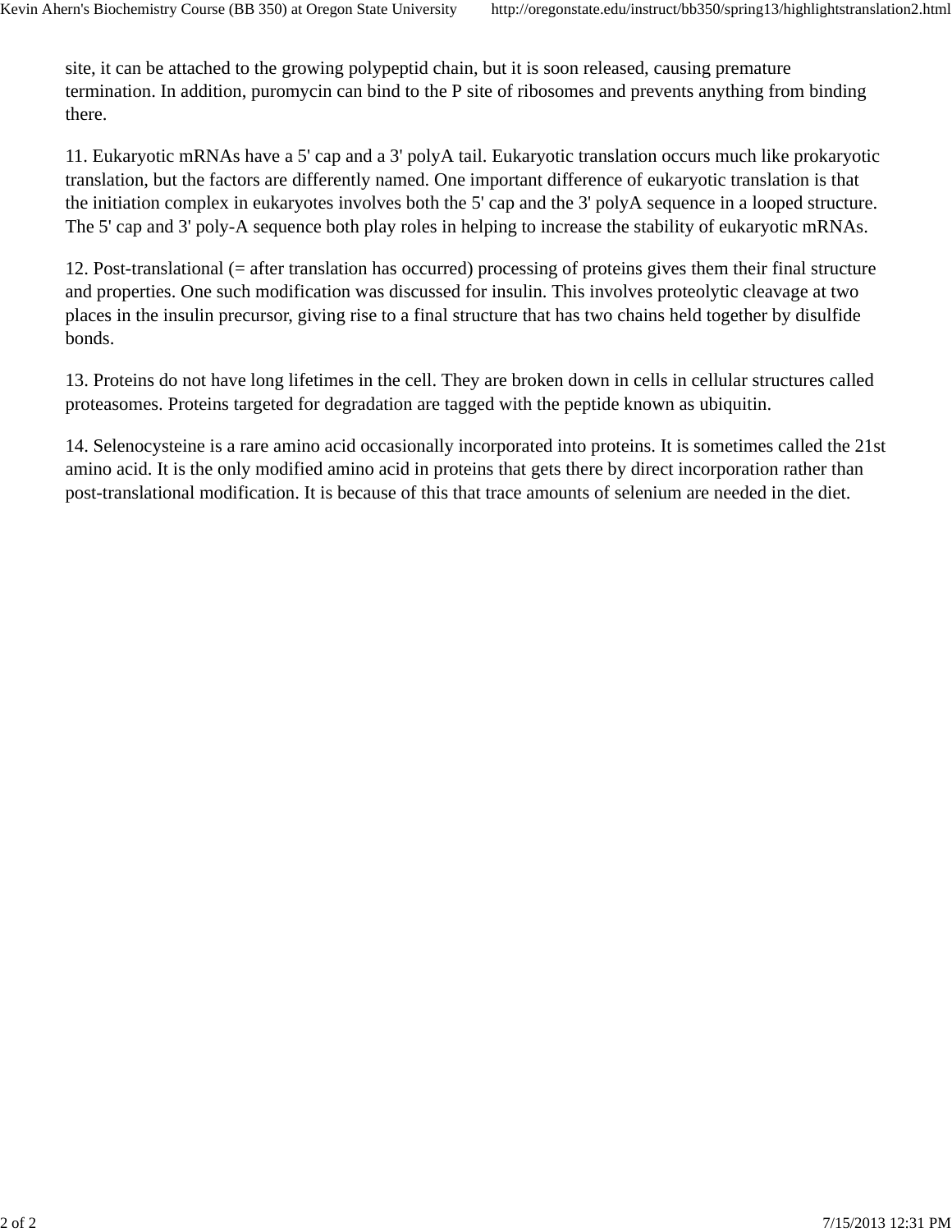site, it can be attached to the growing polypeptid chain, but it is soon released, causing premature termination. In addition, puromycin can bind to the P site of ribosomes and prevents anything from binding there.

11. Eukaryotic mRNAs have a 5' cap and a 3' polyA tail. Eukaryotic translation occurs much like prokaryotic translation, but the factors are differently named. One important difference of eukaryotic translation is that the initiation complex in eukaryotes involves both the 5' cap and the 3' polyA sequence in a looped structure. The 5' cap and 3' poly-A sequence both play roles in helping to increase the stability of eukaryotic mRNAs.

12. Post-translational (= after translation has occurred) processing of proteins gives them their final structure and properties. One such modification was discussed for insulin. This involves proteolytic cleavage at two places in the insulin precursor, giving rise to a final structure that has two chains held together by disulfide bonds.

13. Proteins do not have long lifetimes in the cell. They are broken down in cells in cellular structures called proteasomes. Proteins targeted for degradation are tagged with the peptide known as ubiquitin.

14. Selenocysteine is a rare amino acid occasionally incorporated into proteins. It is sometimes called the 21st amino acid. It is the only modified amino acid in proteins that gets there by direct incorporation rather than post-translational modification. It is because of this that trace amounts of selenium are needed in the diet.